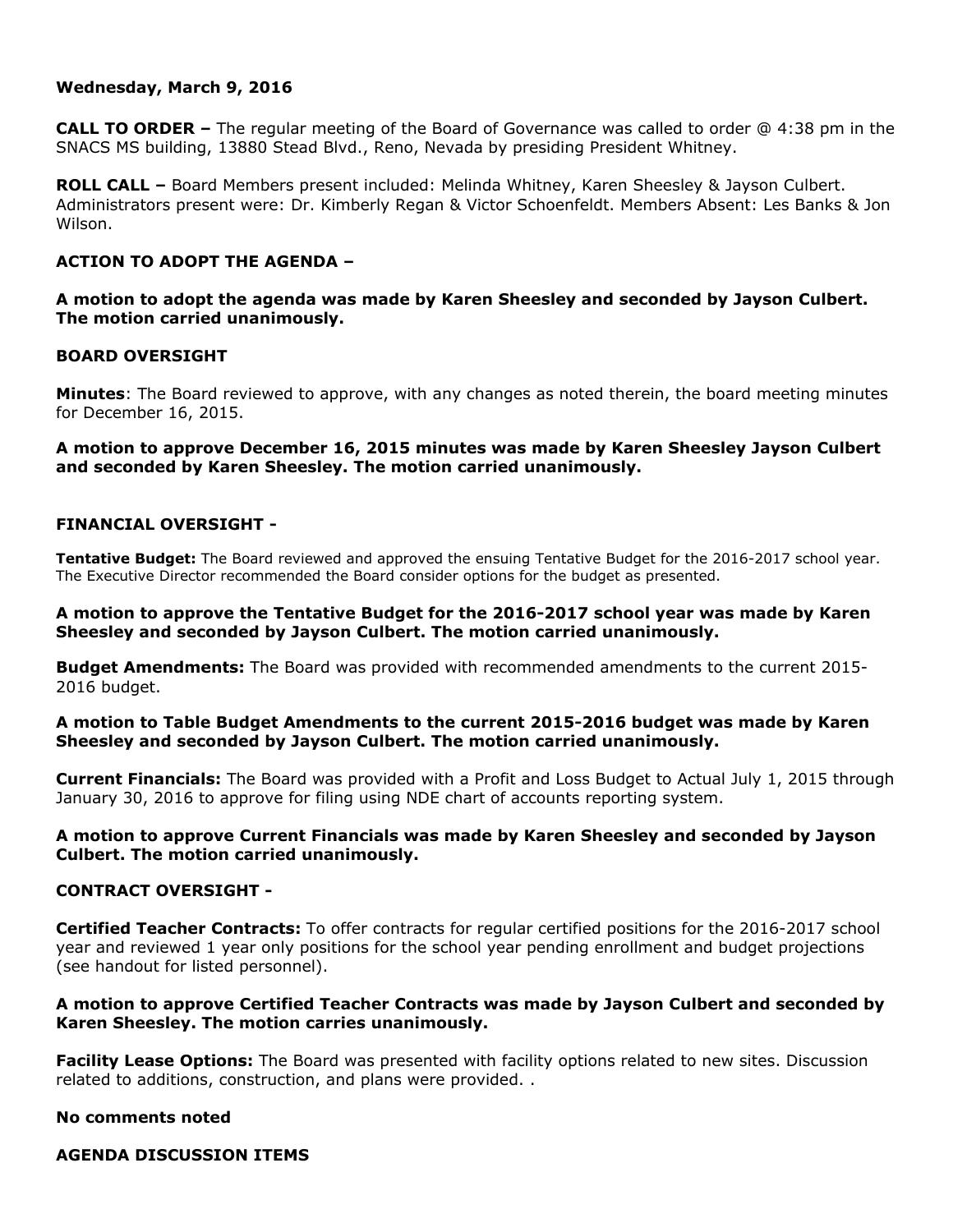**Wednesday, March 9, 2016**

**CALL TO ORDER –** The regular meeting of the Board of Governance was called to order @ 4:38 pm in the SNACS MS building, 13880 Stead Blvd., Reno, Nevada by presiding President Whitney.

**ROLL CALL –** Board Members present included: Melinda Whitney, Karen Sheesley & Jayson Culbert. Administrators present were: Dr. Kimberly Regan & Victor Schoenfeldt. Members Absent: Les Banks & Jon Wilson.

**ACTION TO ADOPT THE AGENDA –**

**A motion to adopt the agenda was made by Karen Sheesley and seconded by Jayson Culbert. The motion carried unanimously.**

**BOARD OVERSIGHT**

**Minutes**: The Board reviewed to approve, with any changes as noted therein, the board meeting minutes for December 16, 2015.

**A motion to approve December 16, 2015 minutes was made by Karen Sheesley Jayson Culbert and seconded by Karen Sheesley. The motion carried unanimously.**

**FINANCIAL OVERSIGHT -**

**Tentative Budget:** The Board reviewed and approved the ensuing Tentative Budget for the 2016-2017 school year. The Executive Director recommended the Board consider options for the budget as presented.

**A motion to approve the Tentative Budget for the 2016-2017 school year was made by Karen Sheesley and seconded by Jayson Culbert. The motion carried unanimously.**

**Budget Amendments:** The Board was provided with recommended amendments to the current 2015-2016 budget.

**A motion to Table Budget Amendments to the current 2015-2016 budget was made by Karen Sheesley and seconded by Jayson Culbert. The motion carried unanimously.**

**Current Financials:** The Board was provided with a Profit and Loss Budget to Actual July 1, 2015 through January 30, 2016 to approve for filing using NDE chart of accounts reporting system.

**A motion to approve Current Financials was made by Karen Sheesley and seconded by Jayson Culbert. The motion carried unanimously.**

**CONTRACT OVERSIGHT -**

**Certified Teacher Contracts:** To offer contracts for regular certified positions for the 2016-2017 school year and reviewed 1 year only positions for the school year pending enrollment and budget projections (see handout for listed personnel).

**A motion to approve Certified Teacher Contracts was made by Jayson Culbert and seconded by Karen Sheesley. The motion carries unanimously.**

**Facility Lease Options:** The Board was presented with facility options related to new sites. Discussion related to additions, construction, and plans were provided. .

**No comments noted**

**AGENDA DISCUSSION ITEMS**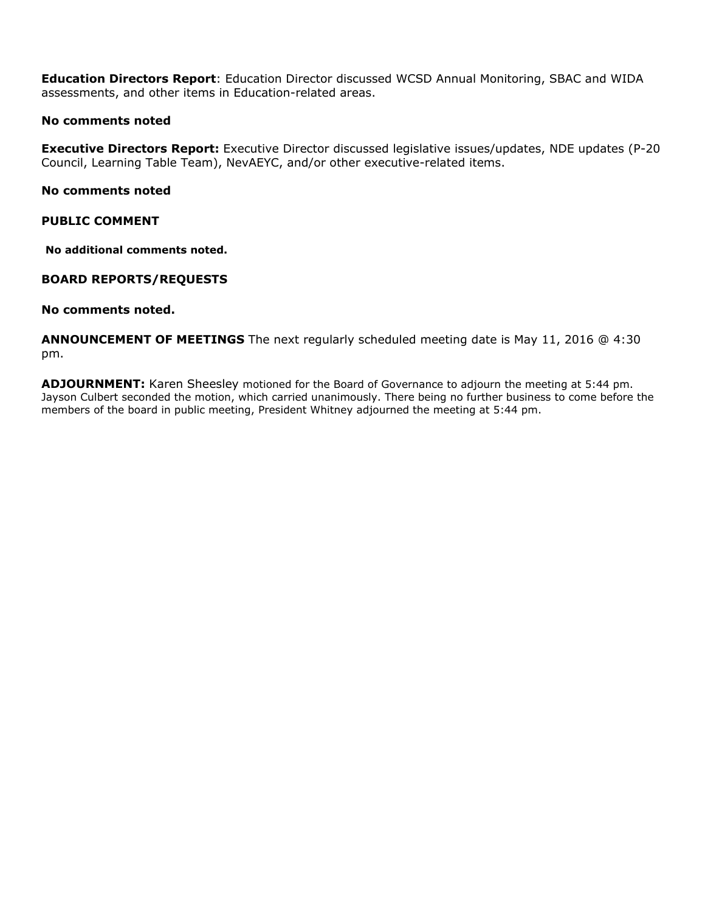**Education Directors Report**: Education Director discussed WCSD Annual Monitoring, SBAC and WIDA assessments, and other items in Education-related areas.

**No comments noted**

**Executive Directors Report:** Executive Director discussed legislative issues/updates, NDE updates (P-20 Council, Learning Table Team), NevAEYC, and/or other executive-related items.

**No comments noted**

**PUBLIC COMMENT**

**No additional comments noted.**

**BOARD REPORTS/REQUESTS**

**No comments noted.**

**ANNOUNCEMENT OF MEETINGS** The next regularly scheduled meeting date is May 11, 2016 @ 4:30 pm.

**ADJOURNMENT:** Karen Sheesley motioned for the Board of Governance to adjourn the meeting at 5:44 pm. Jayson Culbert seconded the motion, which carried unanimously. There being no further business to come before the members of the board in public meeting, President Whitney adjourned the meeting at 5:44 pm.